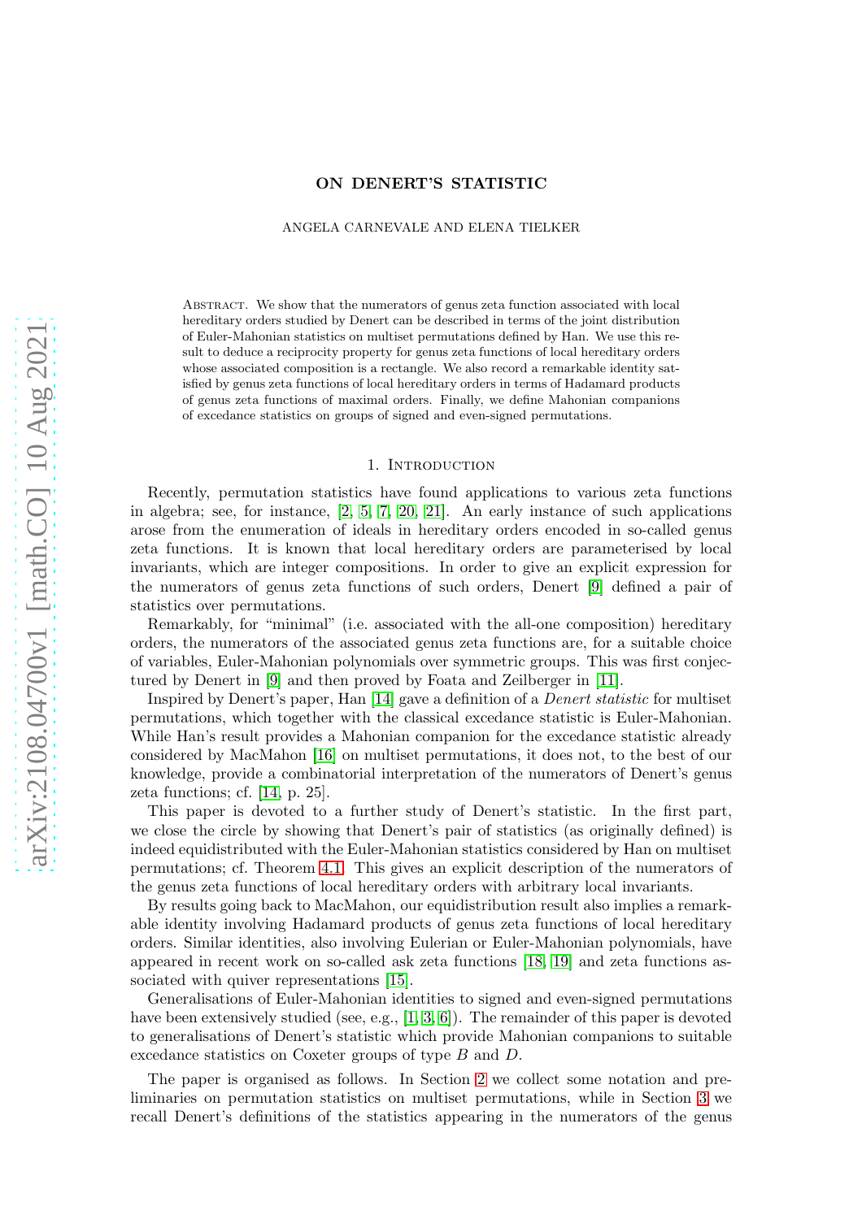# ON DENERT'S STATISTIC

ANGELA CARNEVALE AND ELENA TIELKER

Abstract. We show that the numerators of genus zeta function associated with local hereditary orders studied by Denert can be described in terms of the joint distribution of Euler-Mahonian statistics on multiset permutations defined by Han. We use this result to deduce a reciprocity property for genus zeta functions of local hereditary orders whose associated composition is a rectangle. We also record a remarkable identity satisfied by genus zeta functions of local hereditary orders in terms of Hadamard products of genus zeta functions of maximal orders. Finally, we define Mahonian companions of excedance statistics on groups of signed and even-signed permutations.

## 1. Introduction

Recently, permutation statistics have found applications to various zeta functions in algebra; see, for instance, [2, 5, 7, 20, 21]. An early instance of such applications arose from the enumeration of ideals in hereditary orders encoded in so-called genus zeta functions. It is known that local hereditary orders are parameterised by local invariants, which are integer compositions. In order to give an explicit expression for the numerators of genus zeta functions of such orders, Denert [9] defined a pair of statistics over permutations.

Remarkably, for "minimal" (i.e. associated with the all-one composition) hereditary orders, the numerators of the associated genus zeta functions are, for a suitable choice of variables, Euler-Mahonian polynomials over symmetric groups. This was first conjectured by Denert in [9] and then proved by Foata and Zeilberger in [11].

Inspired by Denert's paper, Han [14] gave a definition of a *Denert statistic* for multiset permutations, which together with the classical excedance statistic is Euler-Mahonian. While Han's result provides a Mahonian companion for the excedance statistic already considered by MacMahon [16] on multiset permutations, it does not, to the best of our knowledge, provide a combinatorial interpretation of the numerators of Denert's genus zeta functions; cf. [14, p. 25].

This paper is devoted to a further study of Denert's statistic. In the first part, we close the circle by showing that Denert's pair of statistics (as originally defined) is indeed equidistributed with the Euler-Mahonian statistics considered by Han on multiset permutations; cf. Theorem 4.1. This gives an explicit description of the numerators of the genus zeta functions of local hereditary orders with arbitrary local invariants.

By results going back to MacMahon, our equidistribution result also implies a remarkable identity involving Hadamard products of genus zeta functions of local hereditary orders. Similar identities, also involving Eulerian or Euler-Mahonian polynomials, have appeared in recent work on so-called ask zeta functions [18, 19] and zeta functions associated with quiver representations [15].

Generalisations of Euler-Mahonian identities to signed and even-signed permutations have been extensively studied (see, e.g., [1, 3, 6]). The remainder of this paper is devoted to generalisations of Denert's statistic which provide Mahonian companions to suitable excedance statistics on Coxeter groups of type $B$ and $D$.

The paper is organised as follows. In Section 2 we collect some notation and preliminaries on permutation statistics on multiset permutations, while in Section 3 we recall Denert's definitions of the statistics appearing in the numerators of the genus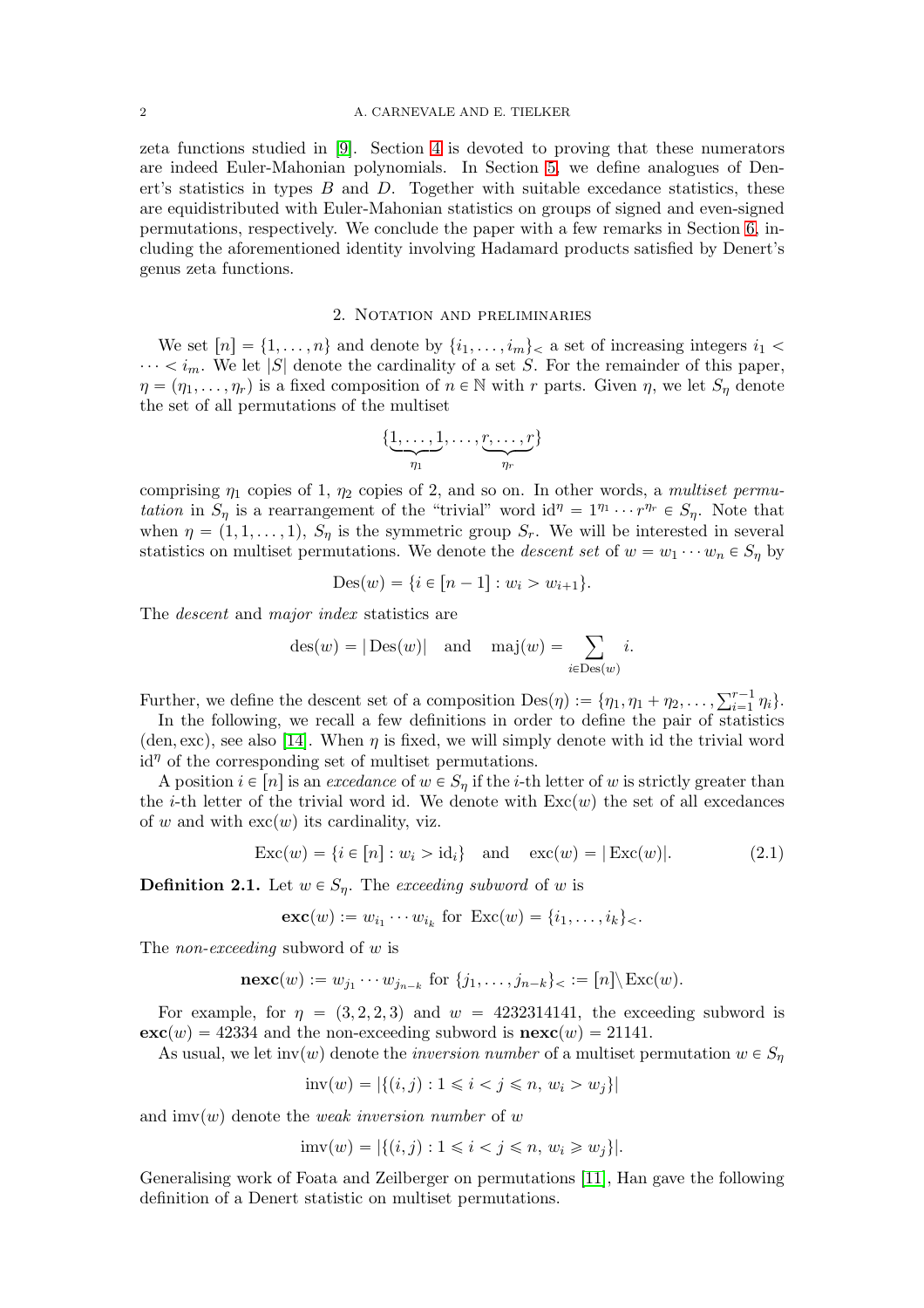zeta functions studied in [9]. Section 4 is devoted to proving that these numerators are indeed Euler-Mahonian polynomials. In Section 5, we define analogues of Denert's statistics in types $B$ and $D$. Together with suitable excedance statistics, these are equidistributed with Euler-Mahonian statistics on groups of signed and even-signed permutations, respectively. We conclude the paper with a few remarks in Section 6, including the aforementioned identity involving Hadamard products satisfied by Denert's genus zeta functions.

## 2. Notation and preliminaries

We set $[n] = \{1, \ldots, n\}$ and denote by $\{i_1, \ldots, i_m\}_<$ a set of increasing integers $i_1 < \cdots < i_m$. We let $|S|$ denote the cardinality of a set $S$. For the remainder of this paper, $\eta = (\eta_1, \ldots, \eta_r)$ is a fixed composition of $n \in \mathbb{N}$ with $r$ parts. Given $\eta$, we let $S_\eta$ denote the set of all permutations of the multiset

$$\{\underbrace{1, \ldots, 1}_{\eta_1}, \ldots, \underbrace{r, \ldots, r}_{\eta_r}\}$$

comprising $\eta_1$ copies of 1, $\eta_2$ copies of 2, and so on. In other words, a *multiset permutation* in $S_\eta$ is a rearrangement of the "trivial" word $\mathrm{id}^\eta = 1^{\eta_1} \cdots r^{\eta_r} \in S_\eta$. Note that when $\eta = (1, 1, \ldots, 1)$, $S_\eta$ is the symmetric group $S_r$. We will be interested in several statistics on multiset permutations. We denote the *descent set* of $w = w_1 \cdots w_n \in S_\eta$ by

$$\mathrm{Des}(w) = \{i \in [n-1] : w_i > w_{i+1}\}.$$

The *descent* and *major index* statistics are

$$\mathrm{des}(w) = |\mathrm{Des}(w)| \quad \text{and} \quad \mathrm{maj}(w) = \sum_{i \in \mathrm{Des}(w)} i.$$

Further, we define the descent set of a composition $\mathrm{Des}(\eta) := \{\eta_1, \eta_1 + \eta_2, \ldots, \sum_{i=1}^{r-1} \eta_i\}$.

In the following, we recall a few definitions in order to define the pair of statistics $(\mathrm{den}, \mathrm{exc})$, see also [14]. When $\eta$ is fixed, we will simply denote with id the trivial word $\mathrm{id}^\eta$ of the corresponding set of multiset permutations.

A position $i \in [n]$ is an *excedance* of $w \in S_\eta$ if the $i$-th letter of $w$ is strictly greater than the $i$-th letter of the trivial word id. We denote with $\mathrm{Exc}(w)$ the set of all excedances of $w$ and with $\mathrm{exc}(w)$ its cardinality, viz.

$$\mathrm{Exc}(w) = \{i \in [n] : w_i > \mathrm{id}_i\} \quad \text{and} \quad \mathrm{exc}(w) = |\mathrm{Exc}(w)|. \tag{2.1}$$

**Definition 2.1.** Let $w \in S_\eta$. The *exceeding subword* of $w$ is

$$\mathbf{exc}(w) := w_{i_1} \cdots w_{i_k} \text{ for } \mathrm{Exc}(w) = \{i_1, \ldots, i_k\}_<.$$

The *non-exceeding* subword of $w$ is

$$\mathbf{nexc}(w) := w_{j_1} \cdots w_{j_{n-k}} \text{ for } \{j_1, \ldots, j_{n-k}\}_< := [n] \setminus \mathrm{Exc}(w).$$

For example, for $\eta = (3, 2, 2, 3)$ and $w = 4232314141$, the exceeding subword is $\mathbf{exc}(w) = 42334$ and the non-exceeding subword is $\mathbf{nexc}(w) = 21141$.

As usual, we let $\mathrm{inv}(w)$ denote the *inversion number* of a multiset permutation $w \in S_\eta$

$$\mathrm{inv}(w) = |\{(i,j) : 1 \leqslant i < j \leqslant n, \, w_i > w_j\}|$$

and $\mathrm{imv}(w)$ denote the *weak inversion number* of $w$

$$\mathrm{imv}(w) = |\{(i,j) : 1 \leqslant i < j \leqslant n, \, w_i \geqslant w_j\}|.$$

Generalising work of Foata and Zeilberger on permutations [11], Han gave the following definition of a Denert statistic on multiset permutations.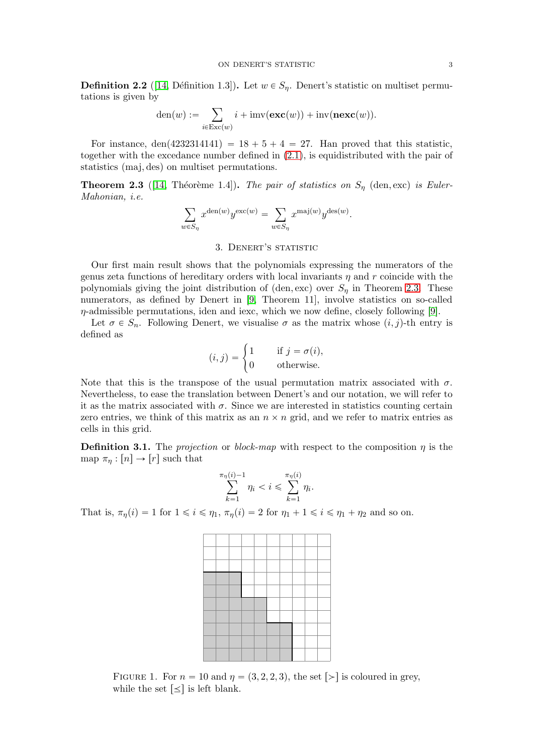**Definition 2.2** ([14, Définition 1.3])**.** Let $w \in S_\eta$. Denert's statistic on multiset permutations is given by

$$\operatorname{den}(w) := \sum_{i \in \operatorname{Exc}(w)} i + \operatorname{imv}(\mathbf{exc}(w)) + \operatorname{inv}(\mathbf{nexc}(w)).$$

For instance, $\operatorname{den}(4232314141) = 18 + 5 + 4 = 27$. Han proved that this statistic, together with the excedance number defined in (2.1), is equidistributed with the pair of statistics $(\operatorname{maj}, \operatorname{des})$ on multiset permutations.

**Theorem 2.3** ([14, Théorème 1.4])**.** *The pair of statistics on $S_\eta$ $(\operatorname{den}, \operatorname{exc})$ is Euler-Mahonian, i.e.*

$$\sum_{w \in S_\eta} x^{\operatorname{den}(w)} y^{\operatorname{exc}(w)} = \sum_{w \in S_\eta} x^{\operatorname{maj}(w)} y^{\operatorname{des}(w)}.$$

## 3. Denert's statistic

Our first main result shows that the polynomials expressing the numerators of the genus zeta functions of hereditary orders with local invariants $\eta$ and $r$ coincide with the polynomials giving the joint distribution of $(\operatorname{den}, \operatorname{exc})$ over $S_\eta$ in Theorem 2.3. These numerators, as defined by Denert in [9, Theorem 11], involve statistics on so-called $\eta$-admissible permutations, iden and iexc, which we now define, closely following [9].

Let $\sigma \in S_n$. Following Denert, we visualise $\sigma$ as the matrix whose $(i, j)$-th entry is defined as

$$(i, j) = \begin{cases} 1 & \text{if } j = \sigma(i), \\ 0 & \text{otherwise.} \end{cases}$$

Note that this is the transpose of the usual permutation matrix associated with $\sigma$. Nevertheless, to ease the translation between Denert's and our notation, we will refer to it as the matrix associated with $\sigma$. Since we are interested in statistics counting certain zero entries, we think of this matrix as an $n \times n$ grid, and we refer to matrix entries as cells in this grid.

**Definition 3.1.** The *projection* or *block-map* with respect to the composition $\eta$ is the map $\pi_\eta : [n] \to [r]$ such that

$$\sum_{k=1}^{\pi_\eta(i)-1} \eta_i < i \leqslant \sum_{k=1}^{\pi_\eta(i)} \eta_i.$$

That is, $\pi_\eta(i) = 1$ for $1 \leqslant i \leqslant \eta_1$, $\pi_\eta(i) = 2$ for $\eta_1 + 1 \leqslant i \leqslant \eta_1 + \eta_2$ and so on.

Figure 1. For $n = 10$ and $\eta = (3, 2, 2, 3)$, the set $[>]$ is coloured in grey, while the set $[\leq]$ is left blank.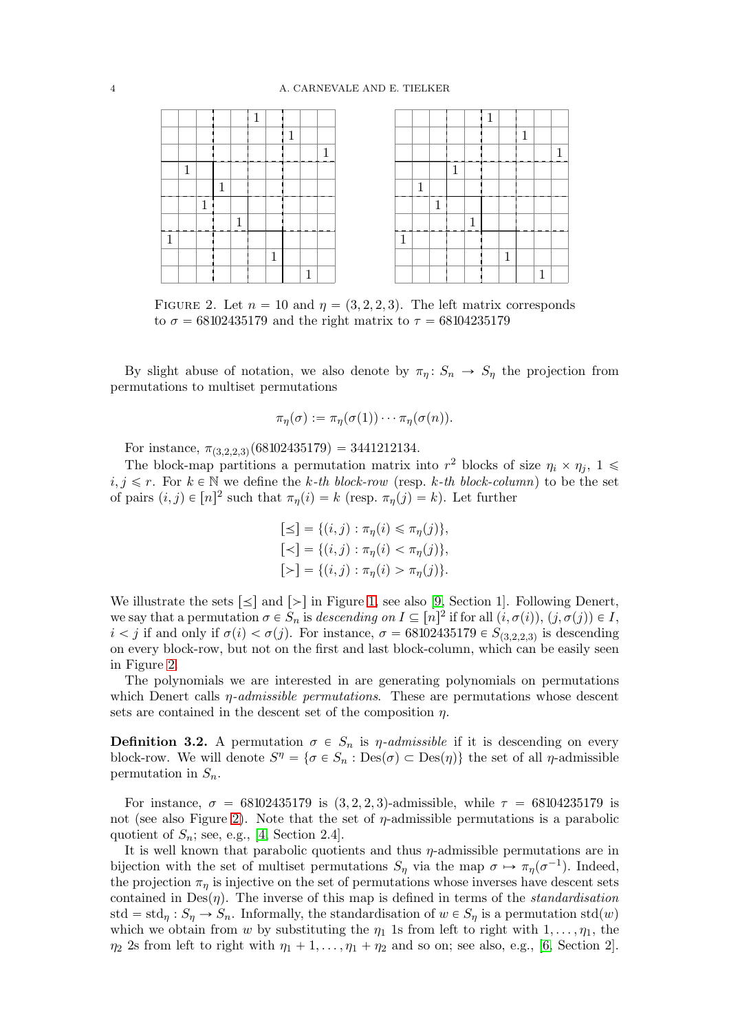FIGURE 2. Let $n = 10$ and $\eta = (3, 2, 2, 3)$. The left matrix corresponds to $\sigma = 68102435179$ and the right matrix to $\tau = 68104235179$

By slight abuse of notation, we also denote by $\pi_\eta \colon S_n \to S_\eta$ the projection from permutations to multiset permutations

$$\pi_\eta(\sigma) := \pi_\eta(\sigma(1)) \cdots \pi_\eta(\sigma(n)).$$

For instance, $\pi_{(3,2,2,3)}(68102435179) = 3441212134$.

The block-map partitions a permutation matrix into $r^2$ blocks of size $\eta_i \times \eta_j$, $1 \leqslant i, j \leqslant r$. For $k \in \mathbb{N}$ we define the *k-th block-row* (resp. *k-th block-column*) to be the set of pairs $(i,j) \in [n]^2$ such that $\pi_\eta(i) = k$ (resp. $\pi_\eta(j) = k$). Let further

$$[\preceq] = \{(i,j) : \pi_\eta(i) \leqslant \pi_\eta(j)\},$$
$$[\prec] = \{(i,j) : \pi_\eta(i) < \pi_\eta(j)\},$$
$$[\succ] = \{(i,j) : \pi_\eta(i) > \pi_\eta(j)\}.$$

We illustrate the sets $[\preceq]$ and $[\succ]$ in Figure 1, see also [9, Section 1]. Following Denert, we say that a permutation $\sigma \in S_n$ is *descending on* $I \subseteq [n]^2$ if for all $(i, \sigma(i)), (j, \sigma(j)) \in I$, $i < j$ if and only if $\sigma(i) < \sigma(j)$. For instance, $\sigma = 68102435179 \in S_{(3,2,2,3)}$ is descending on every block-row, but not on the first and last block-column, which can be easily seen in Figure 2.

The polynomials we are interested in are generating polynomials on permutations which Denert calls *$\eta$-admissible permutations*. These are permutations whose descent sets are contained in the descent set of the composition $\eta$.

**Definition 3.2.** A permutation $\sigma \in S_n$ is *$\eta$-admissible* if it is descending on every block-row. We will denote $S^\eta = \{\sigma \in S_n : \mathrm{Des}(\sigma) \subset \mathrm{Des}(\eta)\}$ the set of all $\eta$-admissible permutation in $S_n$.

For instance, $\sigma = 68102435179$ is $(3, 2, 2, 3)$-admissible, while $\tau = 68104235179$ is not (see also Figure 2). Note that the set of $\eta$-admissible permutations is a parabolic quotient of $S_n$; see, e.g., [4, Section 2.4].

It is well known that parabolic quotients and thus $\eta$-admissible permutations are in bijection with the set of multiset permutations $S_\eta$ via the map $\sigma \mapsto \pi_\eta(\sigma^{-1})$. Indeed, the projection $\pi_\eta$ is injective on the set of permutations whose inverses have descent sets contained in $\mathrm{Des}(\eta)$. The inverse of this map is defined in terms of the *standardisation* $\mathrm{std} = \mathrm{std}_\eta : S_\eta \to S_n$. Informally, the standardisation of $w \in S_\eta$ is a permutation $\mathrm{std}(w)$ which we obtain from $w$ by substituting the $\eta_1$ 1s from left to right with $1, \ldots, \eta_1$, the $\eta_2$ 2s from left to right with $\eta_1 + 1, \ldots, \eta_1 + \eta_2$ and so on; see also, e.g., [6, Section 2].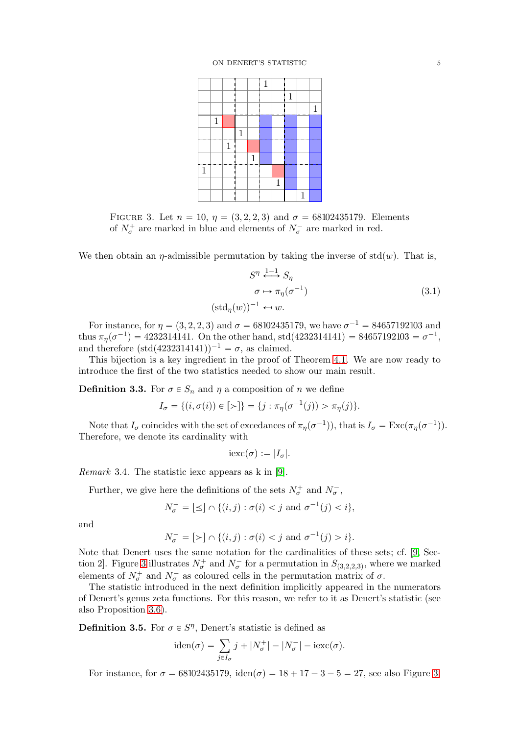FIGURE 3. Let $n = 10$, $\eta = (3, 2, 2, 3)$ and $\sigma = 68102435179$. Elements of $N_\sigma^+$ are marked in blue and elements of $N_\sigma^-$ are marked in red.

We then obtain an $\eta$-admissible permutation by taking the inverse of $\text{std}(w)$. That is,

$$\begin{aligned} S^\eta &\overset{1-1}{\longleftrightarrow} S_\eta \\ \sigma &\mapsto \pi_\eta(\sigma^{-1}) \\ (\text{std}_\eta(w))^{-1} &\leftarrow w. \end{aligned} \tag{3.1}$$

For instance, for $\eta = (3, 2, 2, 3)$ and $\sigma = 68102435179$, we have $\sigma^{-1} = 84657192103$ and thus $\pi_\eta(\sigma^{-1}) = 4232314141$. On the other hand, $\text{std}(4232314141) = 84657192103 = \sigma^{-1}$, and therefore $(\text{std}(4232314141))^{-1} = \sigma$, as claimed.

This bijection is a key ingredient in the proof of Theorem 4.1. We are now ready to introduce the first of the two statistics needed to show our main result.

**Definition 3.3.** For $\sigma \in S_n$ and $\eta$ a composition of $n$ we define

$$I_\sigma = \{(i, \sigma(i)) \in [>]\} = \{j : \pi_\eta(\sigma^{-1}(j)) > \pi_\eta(j)\}.$$

Note that $I_\sigma$ coincides with the set of excedances of $\pi_\eta(\sigma^{-1})$), that is $I_\sigma = \text{Exc}(\pi_\eta(\sigma^{-1}))$. Therefore, we denote its cardinality with

$$\text{iexc}(\sigma) := |I_\sigma|.$$

*Remark* 3.4. The statistic iexc appears as k in [9].

Further, we give here the definitions of the sets $N_\sigma^+$ and $N_\sigma^-$,

$$N_\sigma^+ = [\leq] \cap \{(i, j) : \sigma(i) < j \text{ and } \sigma^{-1}(j) < i\},$$

and

$$N_\sigma^- = [>] \cap \{(i, j) : \sigma(i) < j \text{ and } \sigma^{-1}(j) > i\}.$$

Note that Denert uses the same notation for the cardinalities of these sets; cf. [9, Section 2]. Figure 3 illustrates $N_\sigma^+$ and $N_\sigma^-$ for a permutation in $S_{(3,2,2,3)}$, where we marked elements of $N_\sigma^+$ and $N_\sigma^-$ as coloured cells in the permutation matrix of $\sigma$.

The statistic introduced in the next definition implicitly appeared in the numerators of Denert's genus zeta functions. For this reason, we refer to it as Denert's statistic (see also Proposition 3.6).

**Definition 3.5.** For $\sigma \in S^\eta$, Denert's statistic is defined as

$$\text{iden}(\sigma) = \sum_{j \in I_\sigma} j + |N_\sigma^+| - |N_\sigma^-| - \text{iexc}(\sigma).$$

For instance, for $\sigma = 68102435179$, $\text{iden}(\sigma) = 18 + 17 - 3 - 5 = 27$, see also Figure 3.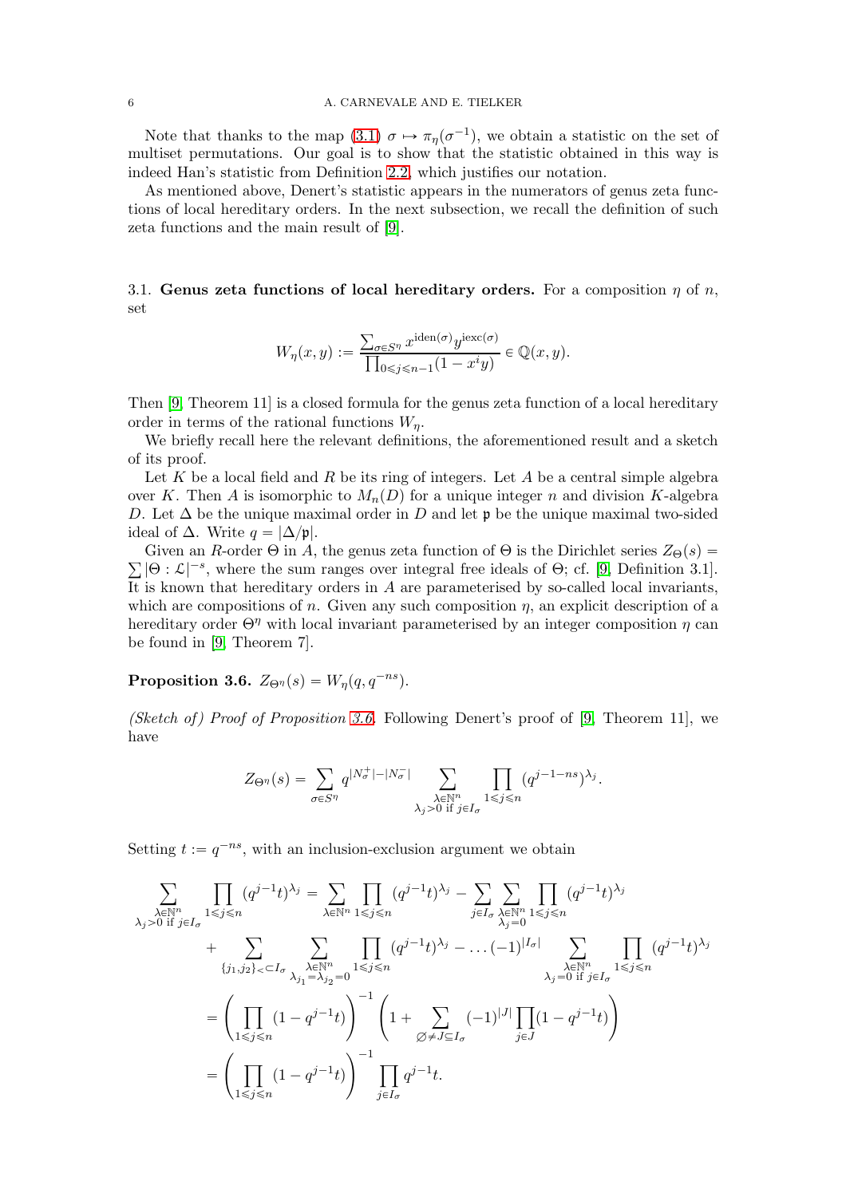Note that thanks to the map (3.1) $\sigma \mapsto \pi_\eta(\sigma^{-1})$, we obtain a statistic on the set of multiset permutations. Our goal is to show that the statistic obtained in this way is indeed Han's statistic from Definition 2.2, which justifies our notation.

As mentioned above, Denert's statistic appears in the numerators of genus zeta functions of local hereditary orders. In the next subsection, we recall the definition of such zeta functions and the main result of [9].

### 3.1. Genus zeta functions of local hereditary orders.

For a composition $\eta$ of $n$, set

$$W_\eta(x, y) := \frac{\sum_{\sigma \in S^\eta} x^{\mathrm{iden}(\sigma)} y^{\mathrm{iexc}(\sigma)}}{\prod_{0 \leqslant j \leqslant n-1}(1 - x^i y)} \in \mathbb{Q}(x, y).$$

Then [9, Theorem 11] is a closed formula for the genus zeta function of a local hereditary order in terms of the rational functions $W_\eta$.

We briefly recall here the relevant definitions, the aforementioned result and a sketch of its proof.

Let $K$ be a local field and $R$ be its ring of integers. Let $A$ be a central simple algebra over $K$. Then $A$ is isomorphic to $M_n(D)$ for a unique integer $n$ and division $K$-algebra $D$. Let $\Delta$ be the unique maximal order in $D$ and let $\mathfrak{p}$ be the unique maximal two-sided ideal of $\Delta$. Write $q = |\Delta/\mathfrak{p}|$.

Given an $R$-order $\Theta$ in $A$, the genus zeta function of $\Theta$ is the Dirichlet series $Z_\Theta(s) = \sum |\Theta : \mathcal{L}|^{-s}$, where the sum ranges over integral free ideals of $\Theta$; cf. [9, Definition 3.1]. It is known that hereditary orders in $A$ are parameterised by so-called local invariants, which are compositions of $n$. Given any such composition $\eta$, an explicit description of a hereditary order $\Theta^\eta$ with local invariant parameterised by an integer composition $\eta$ can be found in [9, Theorem 7].

**Proposition 3.6.** $Z_{\Theta^\eta}(s) = W_\eta(q, q^{-ns})$.

*(Sketch of) Proof of Proposition 3.6.* Following Denert's proof of [9, Theorem 11], we have

$$Z_{\Theta^\eta}(s) = \sum_{\sigma \in S^\eta} q^{|N_\sigma^+| - |N_\sigma^-|} \sum_{\substack{\lambda \in \mathbb{N}^n \\ \lambda_j > 0 \text{ if } j \in I_\sigma}} \prod_{1 \leqslant j \leqslant n} (q^{j-1-ns})^{\lambda_j}.$$

Setting $t := q^{-ns}$, with an inclusion-exclusion argument we obtain

$$\begin{aligned}
\sum_{\substack{\lambda \in \mathbb{N}^n \\ \lambda_j > 0 \text{ if } j \in I_\sigma}} \prod_{1 \leqslant j \leqslant n} (q^{j-1} t)^{\lambda_j} &= \sum_{\lambda \in \mathbb{N}^n} \prod_{1 \leqslant j \leqslant n} (q^{j-1} t)^{\lambda_j} - \sum_{j \in I_\sigma} \sum_{\substack{\lambda \in \mathbb{N}^n \\ \lambda_j = 0}} \prod_{1 \leqslant j \leqslant n} (q^{j-1} t)^{\lambda_j} \\
&\quad + \sum_{\{j_1, j_2\}_< \subset I_\sigma} \sum_{\substack{\lambda \in \mathbb{N}^n \\ \lambda_{j_1} = \lambda_{j_2} = 0}} \prod_{1 \leqslant j \leqslant n} (q^{j-1} t)^{\lambda_j} - \dots (-1)^{|I_\sigma|} \sum_{\substack{\lambda \in \mathbb{N}^n \\ \lambda_j = 0 \text{ if } j \in I_\sigma}} \prod_{1 \leqslant j \leqslant n} (q^{j-1} t)^{\lambda_j} \\
&= \left( \prod_{1 \leqslant j \leqslant n} (1 - q^{j-1} t) \right)^{-1} \left( 1 + \sum_{\varnothing \neq J \subseteq I_\sigma} (-1)^{|J|} \prod_{j \in J} (1 - q^{j-1} t) \right) \\
&= \left( \prod_{1 \leqslant j \leqslant n} (1 - q^{j-1} t) \right)^{-1} \prod_{j \in I_\sigma} q^{j-1} t.
\end{aligned}$$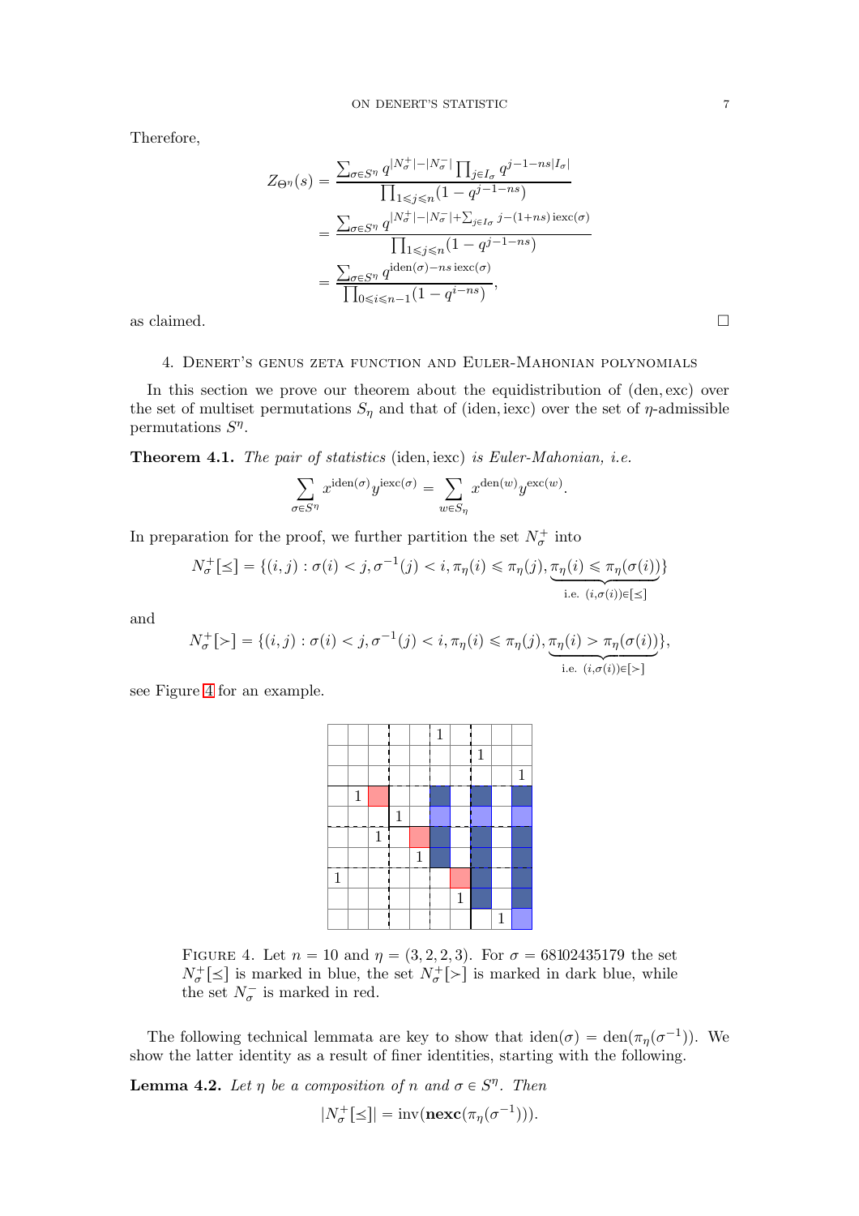Therefore,

$$
\begin{aligned}
Z_{\Theta^\eta}(s) &= \frac{\sum_{\sigma\in S^\eta} q^{|N_\sigma^+|-|N_\sigma^-|}\prod_{j\in I_\sigma} q^{j-1-ns|I_\sigma|}}{\prod_{1\leqslant j\leqslant n}(1-q^{j-1-ns})} \\
&= \frac{\sum_{\sigma\in S^\eta} q^{|N_\sigma^+|-|N_\sigma^-|+\sum_{j\in I_\sigma} j-(1+ns)\,\mathrm{iexc}(\sigma)}}{\prod_{1\leqslant j\leqslant n}(1-q^{j-1-ns})} \\
&= \frac{\sum_{\sigma\in S^\eta} q^{\mathrm{iden}(\sigma)-ns\,\mathrm{iexc}(\sigma)}}{\prod_{0\leqslant i\leqslant n-1}(1-q^{i-ns})},
\end{aligned}
$$

as claimed. □

## 4. Denert's genus zeta function and Euler-Mahonian polynomials

In this section we prove our theorem about the equidistribution of (den, exc) over the set of multiset permutations $S_\eta$ and that of (iden, iexc) over the set of $\eta$-admissible permutations $S^\eta$.

**Theorem 4.1.** *The pair of statistics* (iden, iexc) *is Euler-Mahonian, i.e.*

$$
\sum_{\sigma\in S^\eta} x^{\mathrm{iden}(\sigma)}y^{\mathrm{iexc}(\sigma)} = \sum_{w\in S_\eta} x^{\mathrm{den}(w)}y^{\mathrm{exc}(w)}.
$$

In preparation for the proof, we further partition the set $N_\sigma^+$ into

$$
N_\sigma^+[\leq] = \{(i,j) : \sigma(i)<j, \sigma^{-1}(j)<i, \pi_\eta(i)\leqslant\pi_\eta(j), \underbrace{\pi_\eta(i)\leqslant\pi_\eta(\sigma(i))}_{\text{i.e. } (i,\sigma(i))\in[\leq]}\}
$$

and

$$
N_\sigma^+[>] = \{(i,j) : \sigma(i)<j, \sigma^{-1}(j)<i, \pi_\eta(i)\leqslant\pi_\eta(j), \underbrace{\pi_\eta(i)>\pi_\eta(\sigma(i))}_{\text{i.e. } (i,\sigma(i))\in[>]}\},
$$

see Figure 4 for an example.

FIGURE 4. Let $n=10$ and $\eta=(3,2,2,3)$. For $\sigma = 68102435179$ the set $N_\sigma^+[\leq]$ is marked in blue, the set $N_\sigma^+[>]$ is marked in dark blue, while the set $N_\sigma^-$ is marked in red.

The following technical lemmata are key to show that $\mathrm{iden}(\sigma)=\mathrm{den}(\pi_\eta(\sigma^{-1}))$. We show the latter identity as a result of finer identities, starting with the following.

**Lemma 4.2.** *Let $\eta$ be a composition of $n$ and $\sigma\in S^\eta$. Then*

$$
|N_\sigma^+[\leq]| = \mathrm{inv}(\mathbf{nexc}(\pi_\eta(\sigma^{-1}))).
$$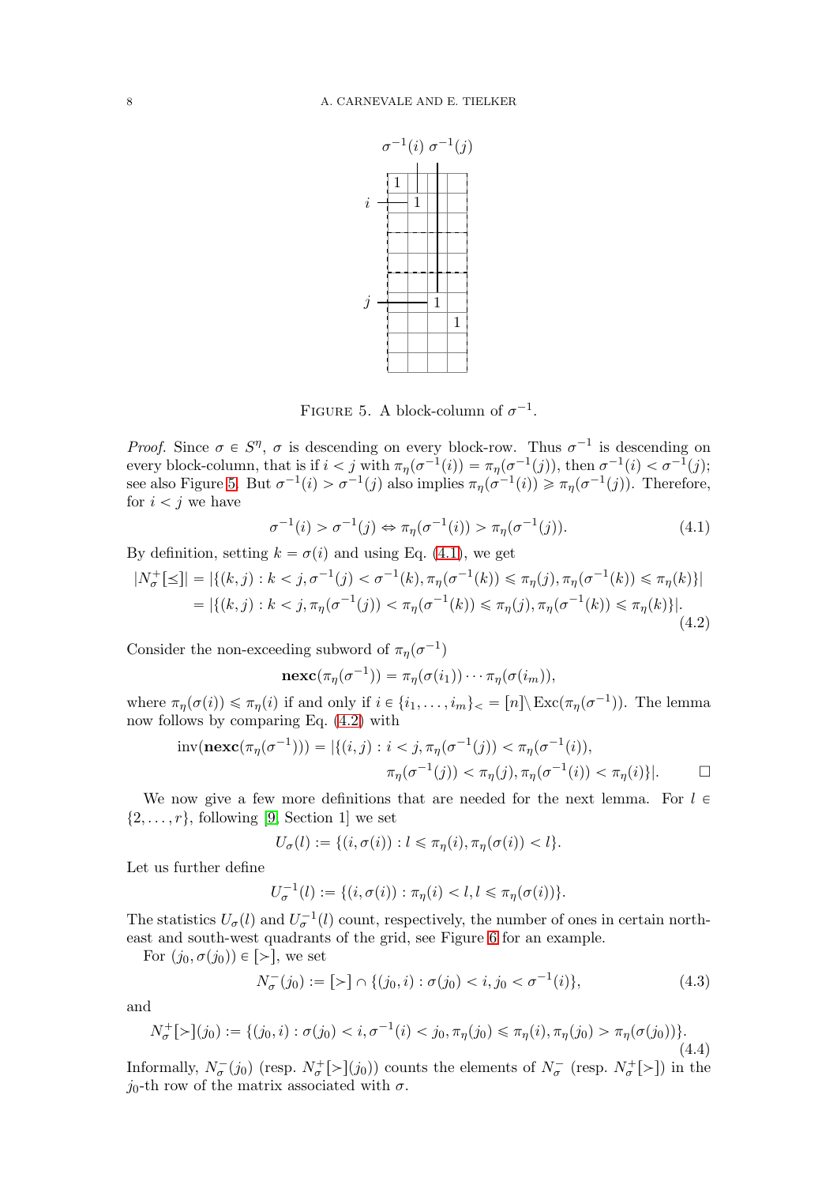FIGURE 5. A block-column of $\sigma^{-1}$.

*Proof.* Since $\sigma \in S^\eta$, $\sigma$ is descending on every block-row. Thus $\sigma^{-1}$ is descending on every block-column, that is if $i < j$ with $\pi_\eta(\sigma^{-1}(i)) = \pi_\eta(\sigma^{-1}(j))$, then $\sigma^{-1}(i) < \sigma^{-1}(j)$; see also Figure 5. But $\sigma^{-1}(i) > \sigma^{-1}(j)$ also implies $\pi_\eta(\sigma^{-1}(i)) \geqslant \pi_\eta(\sigma^{-1}(j))$. Therefore, for $i < j$ we have

$$\sigma^{-1}(i) > \sigma^{-1}(j) \Leftrightarrow \pi_\eta(\sigma^{-1}(i)) > \pi_\eta(\sigma^{-1}(j)). \tag{4.1}$$

By definition, setting $k = \sigma(i)$ and using Eq. (4.1), we get

$$\begin{aligned}|N_\sigma^+[\preceq]| &= |\{(k,j) : k < j, \sigma^{-1}(j) < \sigma^{-1}(k), \pi_\eta(\sigma^{-1}(k)) \leqslant \pi_\eta(j), \pi_\eta(\sigma^{-1}(k)) \leqslant \pi_\eta(k)\}| \\ &= |\{(k,j) : k < j, \pi_\eta(\sigma^{-1}(j)) < \pi_\eta(\sigma^{-1}(k)) \leqslant \pi_\eta(j), \pi_\eta(\sigma^{-1}(k)) \leqslant \pi_\eta(k)\}|.\end{aligned} \tag{4.2}$$

Consider the non-exceeding subword of $\pi_\eta(\sigma^{-1})$

$$\mathbf{nexc}(\pi_\eta(\sigma^{-1})) = \pi_\eta(\sigma(i_1)) \cdots \pi_\eta(\sigma(i_m)),$$

where $\pi_\eta(\sigma(i)) \leqslant \pi_\eta(i)$ if and only if $i \in \{i_1, \ldots, i_m\}_< = [n] \setminus \mathrm{Exc}(\pi_\eta(\sigma^{-1}))$. The lemma now follows by comparing Eq. (4.2) with

$$\begin{aligned}\mathrm{inv}(\mathbf{nexc}(\pi_\eta(\sigma^{-1}))) = |\{(i,j) : i < j, \pi_\eta(\sigma^{-1}(j)) < \pi_\eta(\sigma^{-1}(i)),& \\ \pi_\eta(\sigma^{-1}(j)) < \pi_\eta(j), \pi_\eta(\sigma^{-1}(i)) < \pi_\eta(i)\}|.&\end{aligned}$$

$\square$

We now give a few more definitions that are needed for the next lemma. For $l \in \{2, \ldots, r\}$, following [9, Section 1] we set

$$U_\sigma(l) := \{(i, \sigma(i)) : l \leqslant \pi_\eta(i), \pi_\eta(\sigma(i)) < l\}.$$

Let us further define

$$U_\sigma^{-1}(l) := \{(i, \sigma(i)) : \pi_\eta(i) < l, l \leqslant \pi_\eta(\sigma(i))\}.$$

The statistics $U_\sigma(l)$ and $U_\sigma^{-1}(l)$ count, respectively, the number of ones in certain north-east and south-west quadrants of the grid, see Figure 6 for an example.

For $(j_0, \sigma(j_0)) \in [\succ]$, we set

$$N_\sigma^-(j_0) := [\succ] \cap \{(j_0, i) : \sigma(j_0) < i, j_0 < \sigma^{-1}(i)\}, \tag{4.3}$$

and

$$N_\sigma^+[\succ](j_0) := \{(j_0, i) : \sigma(j_0) < i, \sigma^{-1}(i) < j_0, \pi_\eta(j_0) \leqslant \pi_\eta(i), \pi_\eta(j_0) > \pi_\eta(\sigma(j_0))\}. \tag{4.4}$$

Informally, $N_\sigma^-(j_0)$ (resp. $N_\sigma^+[\succ](j_0)$) counts the elements of $N_\sigma^-$ (resp. $N_\sigma^+[\succ]$) in the $j_0$-th row of the matrix associated with $\sigma$.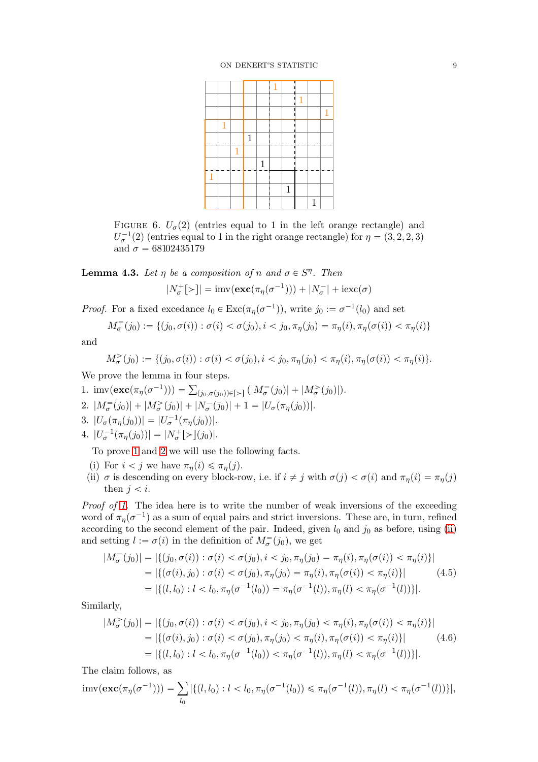Figure 6. $U_\sigma(2)$ (entries equal to 1 in the left orange rectangle) and $U_\sigma^{-1}(2)$ (entries equal to 1 in the right orange rectangle) for $\eta = (3, 2, 2, 3)$ and $\sigma = 68102435179$

**Lemma 4.3.** *Let $\eta$ be a composition of $n$ and $\sigma \in S^\eta$. Then*

$$|N_\sigma^+[>]| = \mathrm{imv}(\mathbf{exc}(\pi_\eta(\sigma^{-1}))) + |N_\sigma^-| + \mathrm{iexc}(\sigma)$$

*Proof.* For a fixed excedance $l_0 \in \mathrm{Exc}(\pi_\eta(\sigma^{-1}))$, write $j_0 := \sigma^{-1}(l_0)$ and set

$$M_\sigma^=(j_0) := \{(j_0, \sigma(i)) : \sigma(i) < \sigma(j_0), i < j_0, \pi_\eta(j_0) = \pi_\eta(i), \pi_\eta(\sigma(i)) < \pi_\eta(i)\}$$

and

$$M_\sigma^>(j_0) := \{(j_0, \sigma(i)) : \sigma(i) < \sigma(j_0), i < j_0, \pi_\eta(j_0) < \pi_\eta(i), \pi_\eta(\sigma(i)) < \pi_\eta(i)\}.$$

We prove the lemma in four steps.

1. $\mathrm{imv}(\mathbf{exc}(\pi_\eta(\sigma^{-1}))) = \sum_{(j_0,\sigma(j_0))\in[>]} (|M_\sigma^=(j_0)| + |M_\sigma^>(j_0)|)$.
2. $|M_\sigma^=(j_0)| + |M_\sigma^>(j_0)| + |N_\sigma^-(j_0)| + 1 = |U_\sigma(\pi_\eta(j_0))|$.
3. $|U_\sigma(\pi_\eta(j_0))| = |U_\sigma^{-1}(\pi_\eta(j_0))|$.
4. $|U_\sigma^{-1}(\pi_\eta(j_0))| = |N_\sigma^+[>](j_0)|$.

To prove 1 and 2 we will use the following facts.

(i) For $i < j$ we have $\pi_\eta(i) \leqslant \pi_\eta(j)$.

(ii) $\sigma$ is descending on every block-row, i.e. if $i \neq j$ with $\sigma(j) < \sigma(i)$ and $\pi_\eta(i) = \pi_\eta(j)$ then $j < i$.

*Proof of 1.* The idea here is to write the number of weak inversions of the exceeding word of $\pi_\eta(\sigma^{-1})$ as a sum of equal pairs and strict inversions. These are, in turn, refined according to the second element of the pair. Indeed, given $l_0$ and $j_0$ as before, using (ii) and setting $l := \sigma(i)$ in the definition of $M_\sigma^=(j_0)$, we get

$$\begin{aligned}
|M_\sigma^=(j_0)| &= |\{(j_0, \sigma(i)) : \sigma(i) < \sigma(j_0), i < j_0, \pi_\eta(j_0) = \pi_\eta(i), \pi_\eta(\sigma(i)) < \pi_\eta(i)\}| \\
&= |\{(\sigma(i), j_0) : \sigma(i) < \sigma(j_0), \pi_\eta(j_0) = \pi_\eta(i), \pi_\eta(\sigma(i)) < \pi_\eta(i)\}| \qquad (4.5)\\
&= |\{(l, l_0) : l < l_0, \pi_\eta(\sigma^{-1}(l_0)) = \pi_\eta(\sigma^{-1}(l)), \pi_\eta(l) < \pi_\eta(\sigma^{-1}(l))\}|.
\end{aligned}$$

Similarly,

$$\begin{aligned}
|M_\sigma^>(j_0)| &= |\{(j_0, \sigma(i)) : \sigma(i) < \sigma(j_0), i < j_0, \pi_\eta(j_0) < \pi_\eta(i), \pi_\eta(\sigma(i)) < \pi_\eta(i)\}| \\
&= |\{(\sigma(i), j_0) : \sigma(i) < \sigma(j_0), \pi_\eta(j_0) < \pi_\eta(i), \pi_\eta(\sigma(i)) < \pi_\eta(i)\}| \qquad (4.6)\\
&= |\{(l, l_0) : l < l_0, \pi_\eta(\sigma^{-1}(l_0)) < \pi_\eta(\sigma^{-1}(l)), \pi_\eta(l) < \pi_\eta(\sigma^{-1}(l))\}|.
\end{aligned}$$

The claim follows, as

$$\mathrm{imv}(\mathbf{exc}(\pi_\eta(\sigma^{-1}))) = \sum_{l_0} |\{(l, l_0) : l < l_0, \pi_\eta(\sigma^{-1}(l_0)) \leqslant \pi_\eta(\sigma^{-1}(l)), \pi_\eta(l) < \pi_\eta(\sigma^{-1}(l))\}|,$$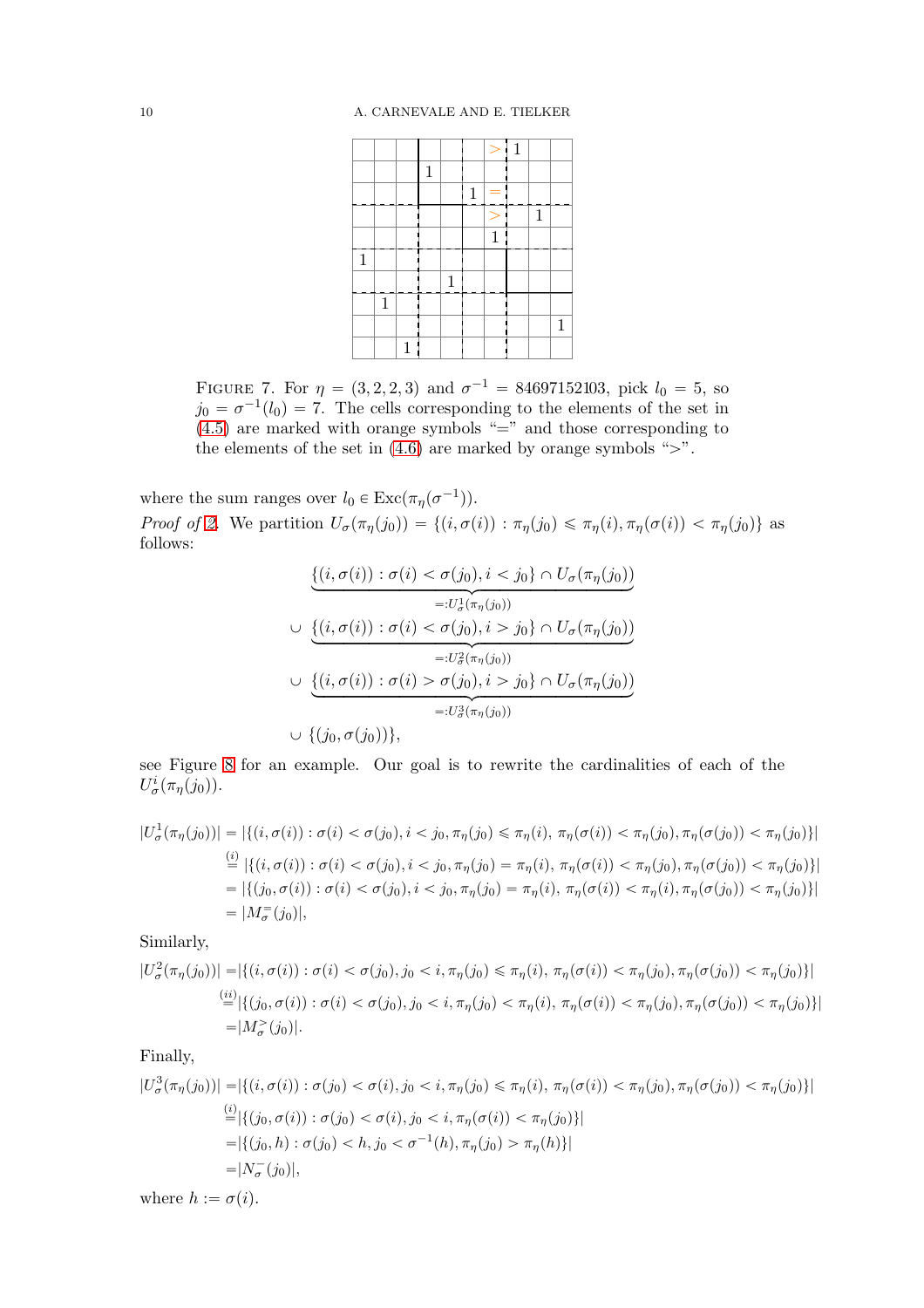|   |   |   |   |   |   | > | 1 |   |   |
|---|---|---|---|---|---|---|---|---|---|
|   |   |   | 1 |   |   |   |   |   |   |
|   |   |   |   |   | 1 | = |   |   |   |
|   |   |   |   |   |   | > |   | 1 |   |
|   |   |   |   |   |   | 1 |   |   |   |
| 1 |   |   |   |   |   |   |   |   |   |
|   |   |   |   | 1 |   |   |   |   |   |
|   | 1 |   |   |   |   |   |   |   |   |
|   |   |   |   |   |   |   |   |   | 1 |
|   |   | 1 |   |   |   |   |   |   |   |

FIGURE 7. For $\eta = (3, 2, 2, 3)$ and $\sigma^{-1} = 84697152103$, pick $l_0 = 5$, so $j_0 = \sigma^{-1}(l_0) = 7$. The cells corresponding to the elements of the set in (4.5) are marked with orange symbols "=" and those corresponding to the elements of the set in (4.6) are marked by orange symbols ">".

where the sum ranges over $l_0 \in \mathrm{Exc}(\pi_\eta(\sigma^{-1}))$.

*Proof of 2.* We partition $U_\sigma(\pi_\eta(j_0)) = \{(i, \sigma(i)) : \pi_\eta(j_0) \leqslant \pi_\eta(i), \pi_\eta(\sigma(i)) < \pi_\eta(j_0)\}$ as follows:

$$
\begin{aligned}
&\underbrace{\{(i,\sigma(i)) : \sigma(i) < \sigma(j_0), i < j_0\} \cap U_\sigma(\pi_\eta(j_0))}_{=:U^1_\sigma(\pi_\eta(j_0))} \\
\cup\ &\underbrace{\{(i,\sigma(i)) : \sigma(i) < \sigma(j_0), i > j_0\} \cap U_\sigma(\pi_\eta(j_0))}_{=:U^2_\sigma(\pi_\eta(j_0))} \\
\cup\ &\underbrace{\{(i,\sigma(i)) : \sigma(i) > \sigma(j_0), i > j_0\} \cap U_\sigma(\pi_\eta(j_0))}_{=:U^3_\sigma(\pi_\eta(j_0))} \\
\cup\ &\{(j_0, \sigma(j_0))\},
\end{aligned}
$$

see Figure 8 for an example. Our goal is to rewrite the cardinalities of each of the $U^i_\sigma(\pi_\eta(j_0))$.

$$
\begin{aligned}
|U^1_\sigma(\pi_\eta(j_0))| &= |\{(i,\sigma(i)) : \sigma(i) < \sigma(j_0), i < j_0, \pi_\eta(j_0) \leqslant \pi_\eta(i),\ \pi_\eta(\sigma(i)) < \pi_\eta(j_0), \pi_\eta(\sigma(j_0)) < \pi_\eta(j_0)\}| \\
&\overset{(i)}{=} |\{(i,\sigma(i)) : \sigma(i) < \sigma(j_0), i < j_0, \pi_\eta(j_0) = \pi_\eta(i),\ \pi_\eta(\sigma(i)) < \pi_\eta(j_0), \pi_\eta(\sigma(j_0)) < \pi_\eta(j_0)\}| \\
&= |\{(j_0,\sigma(i)) : \sigma(i) < \sigma(j_0), i < j_0, \pi_\eta(j_0) = \pi_\eta(i),\ \pi_\eta(\sigma(i)) < \pi_\eta(i), \pi_\eta(\sigma(j_0)) < \pi_\eta(j_0)\}| \\
&= |M^{=}_\sigma(j_0)|,
\end{aligned}
$$

Similarly,

$$
\begin{aligned}
|U^2_\sigma(\pi_\eta(j_0))| &= |\{(i,\sigma(i)) : \sigma(i) < \sigma(j_0), j_0 < i, \pi_\eta(j_0) \leqslant \pi_\eta(i),\ \pi_\eta(\sigma(i)) < \pi_\eta(j_0), \pi_\eta(\sigma(j_0)) < \pi_\eta(j_0)\}| \\
&\overset{(ii)}{=} |\{(j_0,\sigma(i)) : \sigma(i) < \sigma(j_0), j_0 < i, \pi_\eta(j_0) < \pi_\eta(i),\ \pi_\eta(\sigma(i)) < \pi_\eta(j_0), \pi_\eta(\sigma(j_0)) < \pi_\eta(j_0)\}| \\
&= |M^{>}_\sigma(j_0)|.
\end{aligned}
$$

Finally,

$$
\begin{aligned}
|U^3_\sigma(\pi_\eta(j_0))| &= |\{(i,\sigma(i)) : \sigma(j_0) < \sigma(i), j_0 < i, \pi_\eta(j_0) \leqslant \pi_\eta(i),\ \pi_\eta(\sigma(i)) < \pi_\eta(j_0), \pi_\eta(\sigma(j_0)) < \pi_\eta(j_0)\}| \\
&\overset{(i)}{=} |\{(j_0,\sigma(i)) : \sigma(j_0) < \sigma(i), j_0 < i, \pi_\eta(\sigma(i)) < \pi_\eta(j_0)\}| \\
&= |\{(j_0, h) : \sigma(j_0) < h, j_0 < \sigma^{-1}(h), \pi_\eta(j_0) > \pi_\eta(h)\}| \\
&= |N^{-}_\sigma(j_0)|,
\end{aligned}
$$

where $h := \sigma(i)$.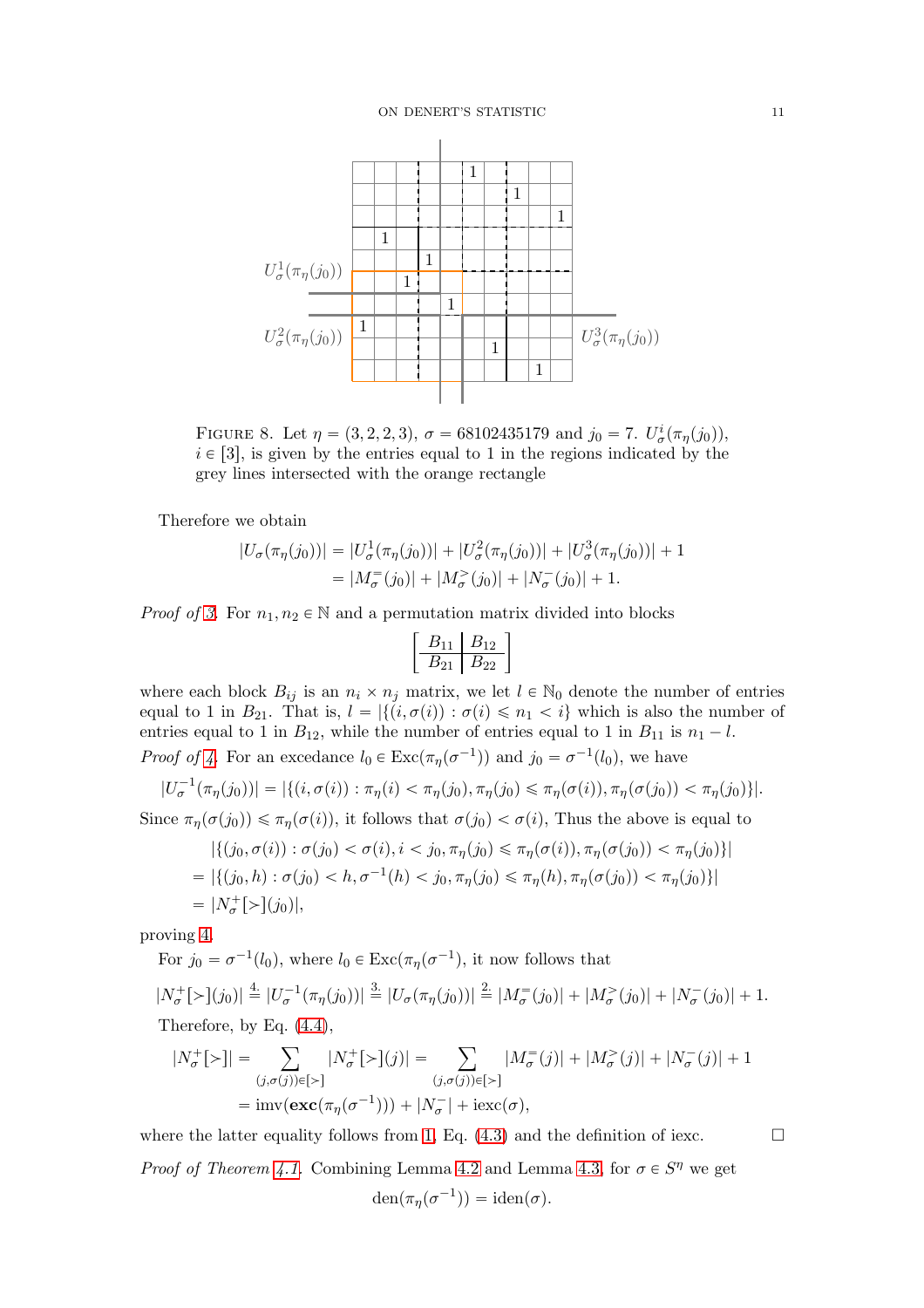FIGURE 8. Let $\eta = (3,2,2,3)$, $\sigma = 68102435179$ and $j_0 = 7$. $U^i_\sigma(\pi_\eta(j_0))$, $i \in [3]$, is given by the entries equal to 1 in the regions indicated by the grey lines intersected with the orange rectangle

Therefore we obtain

$$
\begin{aligned}
|U_\sigma(\pi_\eta(j_0))| &= |U^1_\sigma(\pi_\eta(j_0))| + |U^2_\sigma(\pi_\eta(j_0))| + |U^3_\sigma(\pi_\eta(j_0))| + 1 \\
&= |M^=_\sigma(j_0)| + |M^>_\sigma(j_0)| + |N^-_\sigma(j_0)| + 1.
\end{aligned}
$$

*Proof of 3.* For $n_1, n_2 \in \mathbb{N}$ and a permutation matrix divided into blocks

$$
\left[\begin{array}{c|c} B_{11} & B_{12} \\ \hline B_{21} & B_{22} \end{array}\right]
$$

where each block $B_{ij}$ is an $n_i \times n_j$ matrix, we let $l \in \mathbb{N}_0$ denote the number of entries equal to 1 in $B_{21}$. That is, $l = |\{(i, \sigma(i)) : \sigma(i) \leqslant n_1 < i\}$ which is also the number of entries equal to 1 in $B_{12}$, while the number of entries equal to 1 in $B_{11}$ is $n_1 - l$.

*Proof of 4.* For an excedance $l_0 \in \operatorname{Exc}(\pi_\eta(\sigma^{-1}))$ and $j_0 = \sigma^{-1}(l_0)$, we have

$$
|U^{-1}_\sigma(\pi_\eta(j_0))| = |\{(i, \sigma(i)) : \pi_\eta(i) < \pi_\eta(j_0), \pi_\eta(j_0) \leqslant \pi_\eta(\sigma(i)), \pi_\eta(\sigma(j_0)) < \pi_\eta(j_0)\}|.
$$

Since $\pi_\eta(\sigma(j_0)) \leqslant \pi_\eta(\sigma(i))$, it follows that $\sigma(j_0) < \sigma(i)$, Thus the above is equal to

$$
\begin{aligned}
&|\{(j_0, \sigma(i)) : \sigma(j_0) < \sigma(i), i < j_0, \pi_\eta(j_0) \leqslant \pi_\eta(\sigma(i)), \pi_\eta(\sigma(j_0)) < \pi_\eta(j_0)\}| \\
&= |\{(j_0, h) : \sigma(j_0) < h, \sigma^{-1}(h) < j_0, \pi_\eta(j_0) \leqslant \pi_\eta(h), \pi_\eta(\sigma(j_0)) < \pi_\eta(j_0)\}| \\
&= |N^+_\sigma[>](j_0)|,
\end{aligned}
$$

proving 4.

For $j_0 = \sigma^{-1}(l_0)$, where $l_0 \in \operatorname{Exc}(\pi_\eta(\sigma^{-1})$, it now follows that

$$
|N^+_\sigma[>](j_0)| \overset{4.}{=} |U^{-1}_\sigma(\pi_\eta(j_0))| \overset{3.}{=} |U_\sigma(\pi_\eta(j_0))| \overset{2.}{=} |M^=_\sigma(j_0)| + |M^>_\sigma(j_0)| + |N^-_\sigma(j_0)| + 1.
$$

Therefore, by Eq. (4.4),

$$
\begin{aligned}
|N^+_\sigma[>]| = \sum_{(j,\sigma(j)) \in [>]} |N^+_\sigma[>](j)| &= \sum_{(j,\sigma(j)) \in [>]} |M^=_\sigma(j)| + |M^>_\sigma(j)| + |N^-_\sigma(j)| + 1 \\
&= \operatorname{imv}(\mathbf{exc}(\pi_\eta(\sigma^{-1}))) + |N^-_\sigma| + \operatorname{iexc}(\sigma),
\end{aligned}
$$

where the latter equality follows from 1, Eq. (4.3) and the definition of iexc. $\square$

*Proof of Theorem 4.1.* Combining Lemma 4.2 and Lemma 4.3, for $\sigma \in S^\eta$ we get

$$
\operatorname{den}(\pi_\eta(\sigma^{-1})) = \operatorname{iden}(\sigma).
$$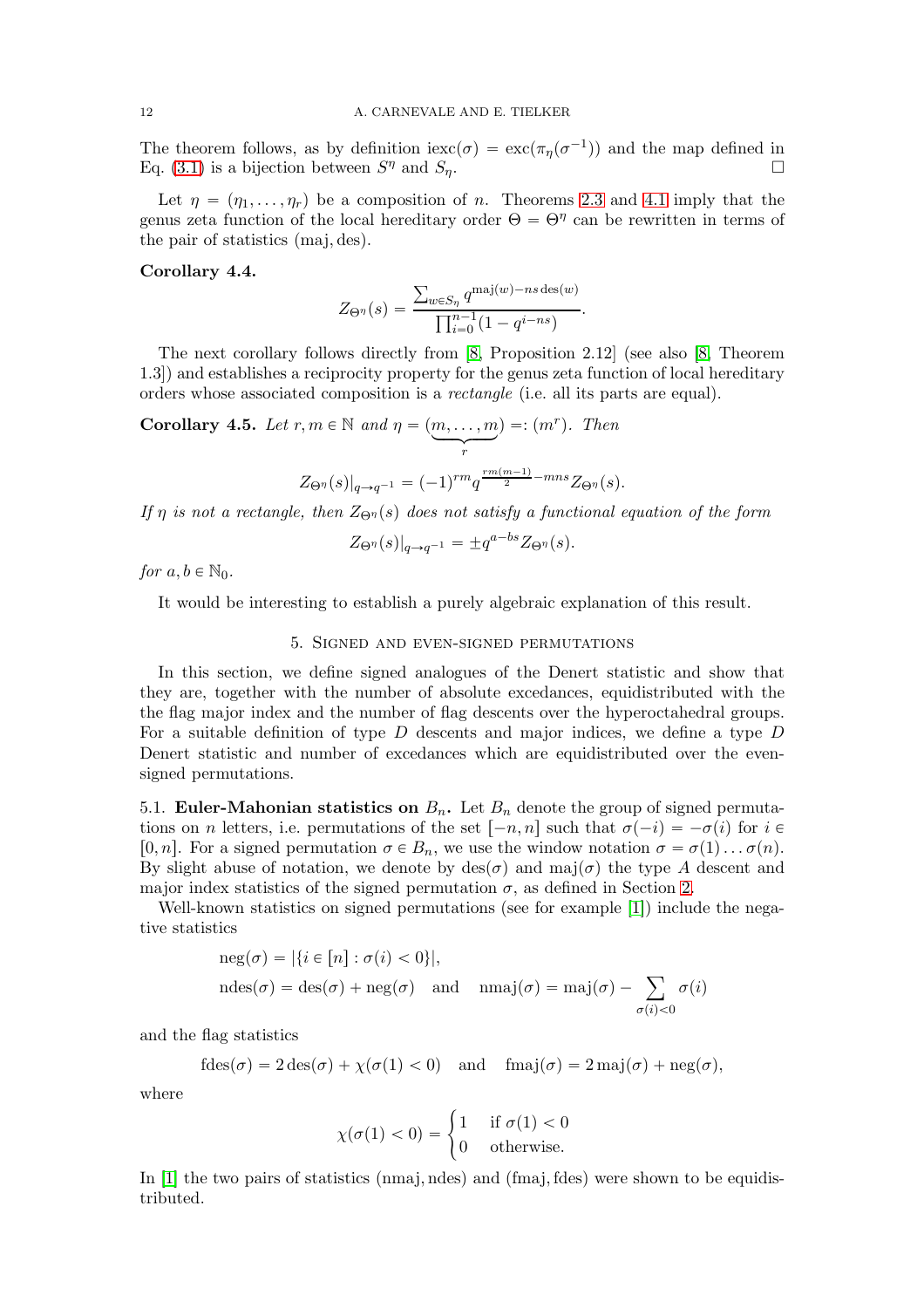The theorem follows, as by definition $\mathrm{iexc}(\sigma) = \mathrm{exc}(\pi_\eta(\sigma^{-1}))$ and the map defined in Eq. (3.1) is a bijection between $S^\eta$ and $S_\eta$. □

Let $\eta = (\eta_1, \ldots, \eta_r)$ be a composition of $n$. Theorems 2.3 and 4.1 imply that the genus zeta function of the local hereditary order $\Theta = \Theta^\eta$ can be rewritten in terms of the pair of statistics (maj, des).

**Corollary 4.4.**

$$Z_{\Theta^\eta}(s) = \frac{\sum_{w \in S_\eta} q^{\mathrm{maj}(w) - ns\,\mathrm{des}(w)}}{\prod_{i=0}^{n-1}(1 - q^{i-ns})}.$$

The next corollary follows directly from [8, Proposition 2.12] (see also [8, Theorem 1.3]) and establishes a reciprocity property for the genus zeta function of local hereditary orders whose associated composition is a *rectangle* (i.e. all its parts are equal).

**Corollary 4.5.** *Let $r, m \in \mathbb{N}$ and $\eta = (\underbrace{m, \ldots, m}_{r}) =: (m^r)$. Then*

$$Z_{\Theta^\eta}(s)|_{q \to q^{-1}} = (-1)^{rm} q^{\frac{rm(m-1)}{2} - mns} Z_{\Theta^\eta}(s).$$

*If $\eta$ is not a rectangle, then $Z_{\Theta^\eta}(s)$ does not satisfy a functional equation of the form*

$$Z_{\Theta^\eta}(s)|_{q \to q^{-1}} = \pm q^{a - bs} Z_{\Theta^\eta}(s).$$

*for $a, b \in \mathbb{N}_0$.*

It would be interesting to establish a purely algebraic explanation of this result.

## 5. Signed and even-signed permutations

In this section, we define signed analogues of the Denert statistic and show that they are, together with the number of absolute excedances, equidistributed with the flag major index and the number of flag descents over the hyperoctahedral groups. For a suitable definition of type $D$ descents and major indices, we define a type $D$ Denert statistic and number of excedances which are equidistributed over the even-signed permutations.

### 5.1. Euler-Mahonian statistics on $B_n$.

Let $B_n$ denote the group of signed permutations on $n$ letters, i.e. permutations of the set $[-n, n]$ such that $\sigma(-i) = -\sigma(i)$ for $i \in [0, n]$. For a signed permutation $\sigma \in B_n$, we use the window notation $\sigma = \sigma(1) \ldots \sigma(n)$. By slight abuse of notation, we denote by $\mathrm{des}(\sigma)$ and $\mathrm{maj}(\sigma)$ the type $A$ descent and major index statistics of the signed permutation $\sigma$, as defined in Section 2.

Well-known statistics on signed permutations (see for example [1]) include the negative statistics

$$\mathrm{neg}(\sigma) = |\{i \in [n] : \sigma(i) < 0\}|,$$

$$\mathrm{ndes}(\sigma) = \mathrm{des}(\sigma) + \mathrm{neg}(\sigma) \quad \text{and} \quad \mathrm{nmaj}(\sigma) = \mathrm{maj}(\sigma) - \sum_{\sigma(i) < 0} \sigma(i)$$

and the flag statistics

$$\mathrm{fdes}(\sigma) = 2\,\mathrm{des}(\sigma) + \chi(\sigma(1) < 0) \quad \text{and} \quad \mathrm{fmaj}(\sigma) = 2\,\mathrm{maj}(\sigma) + \mathrm{neg}(\sigma),$$

where

$$\chi(\sigma(1) < 0) = \begin{cases} 1 & \text{if } \sigma(1) < 0 \\ 0 & \text{otherwise.} \end{cases}$$

In [1] the two pairs of statistics (nmaj, ndes) and (fmaj, fdes) were shown to be equidistributed.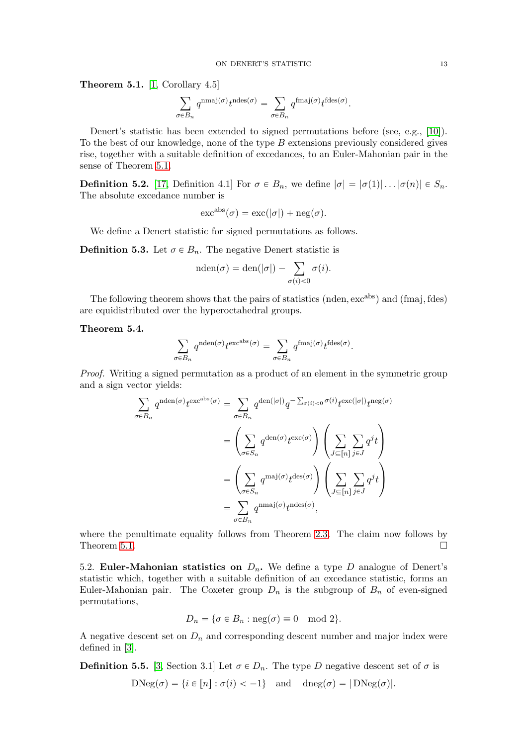**Theorem 5.1.** [1, Corollary 4.5]

$$\sum_{\sigma \in B_n} q^{\mathrm{nmaj}(\sigma)} t^{\mathrm{ndes}(\sigma)} = \sum_{\sigma \in B_n} q^{\mathrm{fmaj}(\sigma)} t^{\mathrm{fdes}(\sigma)}.$$

Denert's statistic has been extended to signed permutations before (see, e.g., [10]). To the best of our knowledge, none of the type $B$ extensions previously considered gives rise, together with a suitable definition of excedances, to an Euler-Mahonian pair in the sense of Theorem 5.1.

**Definition 5.2.** [17, Definition 4.1] For $\sigma \in B_n$, we define $|\sigma| = |\sigma(1)| \dots |\sigma(n)| \in S_n$. The absolute excedance number is

$$\mathrm{exc}^{\mathrm{abs}}(\sigma) = \mathrm{exc}(|\sigma|) + \mathrm{neg}(\sigma).$$

We define a Denert statistic for signed permutations as follows.

**Definition 5.3.** Let $\sigma \in B_n$. The negative Denert statistic is

$$\mathrm{nden}(\sigma) = \mathrm{den}(|\sigma|) - \sum_{\sigma(i) < 0} \sigma(i).$$

The following theorem shows that the pairs of statistics $(\mathrm{nden}, \mathrm{exc}^{\mathrm{abs}})$ and $(\mathrm{fmaj}, \mathrm{fdes})$ are equidistributed over the hyperoctahedral groups.

**Theorem 5.4.**

$$\sum_{\sigma \in B_n} q^{\mathrm{nden}(\sigma)} t^{\mathrm{exc}^{\mathrm{abs}}(\sigma)} = \sum_{\sigma \in B_n} q^{\mathrm{fmaj}(\sigma)} t^{\mathrm{fdes}(\sigma)}.$$

*Proof.* Writing a signed permutation as a product of an element in the symmetric group and a sign vector yields:

$$\begin{aligned}
\sum_{\sigma \in B_n} q^{\mathrm{nden}(\sigma)} t^{\mathrm{exc}^{\mathrm{abs}}(\sigma)} &= \sum_{\sigma \in B_n} q^{\mathrm{den}(|\sigma|)} q^{-\sum_{\sigma(i)<0} \sigma(i)} t^{\mathrm{exc}(|\sigma|)} t^{\mathrm{neg}(\sigma)} \\
&= \left( \sum_{\sigma \in S_n} q^{\mathrm{den}(\sigma)} t^{\mathrm{exc}(\sigma)} \right) \left( \sum_{J \subseteq [n]} \sum_{j \in J} q^j t \right) \\
&= \left( \sum_{\sigma \in S_n} q^{\mathrm{maj}(\sigma)} t^{\mathrm{des}(\sigma)} \right) \left( \sum_{J \subseteq [n]} \sum_{j \in J} q^j t \right) \\
&= \sum_{\sigma \in B_n} q^{\mathrm{nmaj}(\sigma)} t^{\mathrm{ndes}(\sigma)},
\end{aligned}$$

where the penultimate equality follows from Theorem 2.3. The claim now follows by Theorem 5.1. □

5.2. **Euler-Mahonian statistics on $D_n$.** We define a type $D$ analogue of Denert's statistic which, together with a suitable definition of an excedance statistic, forms an Euler-Mahonian pair. The Coxeter group $D_n$ is the subgroup of $B_n$ of even-signed permutations,

$$D_n = \{\sigma \in B_n : \mathrm{neg}(\sigma) \equiv 0 \mod 2\}.$$

A negative descent set on $D_n$ and corresponding descent number and major index were defined in [3].

**Definition 5.5.** [3, Section 3.1] Let $\sigma \in D_n$. The type $D$ negative descent set of $\sigma$ is

$$\mathrm{DNeg}(\sigma) = \{i \in [n] : \sigma(i) < -1\} \quad \text{and} \quad \mathrm{dneg}(\sigma) = |\mathrm{DNeg}(\sigma)|.$$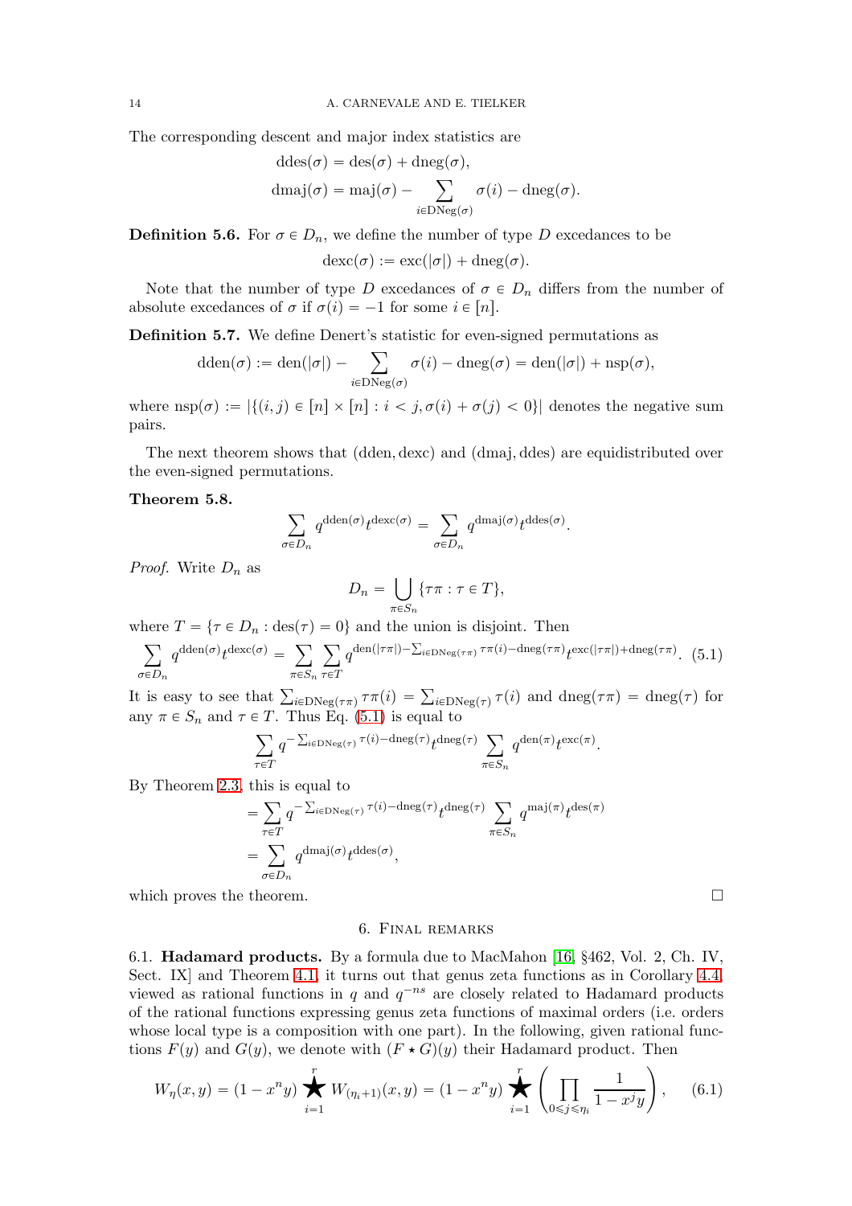The corresponding descent and major index statistics are

$$\begin{aligned}
\mathrm{ddes}(\sigma) &= \mathrm{des}(\sigma) + \mathrm{dneg}(\sigma),\\
\mathrm{dmaj}(\sigma) &= \mathrm{maj}(\sigma) - \sum_{i \in \mathrm{DNeg}(\sigma)} \sigma(i) - \mathrm{dneg}(\sigma).
\end{aligned}$$

**Definition 5.6.** For $\sigma \in D_n$, we define the number of type $D$ excedances to be

$$\mathrm{dexc}(\sigma) := \mathrm{exc}(|\sigma|) + \mathrm{dneg}(\sigma).$$

Note that the number of type $D$ excedances of $\sigma \in D_n$ differs from the number of absolute excedances of $\sigma$ if $\sigma(i) = -1$ for some $i \in [n]$.

**Definition 5.7.** We define Denert's statistic for even-signed permutations as

$$\mathrm{dden}(\sigma) := \mathrm{den}(|\sigma|) - \sum_{i \in \mathrm{DNeg}(\sigma)} \sigma(i) - \mathrm{dneg}(\sigma) = \mathrm{den}(|\sigma|) + \mathrm{nsp}(\sigma),$$

where $\mathrm{nsp}(\sigma) := |\{(i,j) \in [n] \times [n] : i < j, \sigma(i) + \sigma(j) < 0\}|$ denotes the negative sum pairs.

The next theorem shows that $(\mathrm{dden}, \mathrm{dexc})$ and $(\mathrm{dmaj}, \mathrm{ddes})$ are equidistributed over the even-signed permutations.

**Theorem 5.8.**

$$\sum_{\sigma \in D_n} q^{\mathrm{dden}(\sigma)} t^{\mathrm{dexc}(\sigma)} = \sum_{\sigma \in D_n} q^{\mathrm{dmaj}(\sigma)} t^{\mathrm{ddes}(\sigma)}.$$

*Proof.* Write $D_n$ as

$$D_n = \bigcup_{\pi \in S_n} \{\tau\pi : \tau \in T\},$$

where $T = \{\tau \in D_n : \mathrm{des}(\tau) = 0\}$ and the union is disjoint. Then

$$\sum_{\sigma \in D_n} q^{\mathrm{dden}(\sigma)} t^{\mathrm{dexc}(\sigma)} = \sum_{\pi \in S_n} \sum_{\tau \in T} q^{\mathrm{den}(|\tau\pi|) - \sum_{i \in \mathrm{DNeg}(\tau\pi)} \tau\pi(i) - \mathrm{dneg}(\tau\pi)} t^{\mathrm{exc}(|\tau\pi|) + \mathrm{dneg}(\tau\pi)}. \quad (5.1)$$

It is easy to see that $\sum_{i \in \mathrm{DNeg}(\tau\pi)} \tau\pi(i) = \sum_{i \in \mathrm{DNeg}(\tau)} \tau(i)$ and $\mathrm{dneg}(\tau\pi) = \mathrm{dneg}(\tau)$ for any $\pi \in S_n$ and $\tau \in T$. Thus Eq. (5.1) is equal to

$$\sum_{\tau \in T} q^{-\sum_{i \in \mathrm{DNeg}(\tau)} \tau(i) - \mathrm{dneg}(\tau)} t^{\mathrm{dneg}(\tau)} \sum_{\pi \in S_n} q^{\mathrm{den}(\pi)} t^{\mathrm{exc}(\pi)}.$$

By Theorem 2.3, this is equal to

$$\begin{aligned}
&= \sum_{\tau \in T} q^{-\sum_{i \in \mathrm{DNeg}(\tau)} \tau(i) - \mathrm{dneg}(\tau)} t^{\mathrm{dneg}(\tau)} \sum_{\pi \in S_n} q^{\mathrm{maj}(\pi)} t^{\mathrm{des}(\pi)}\\
&= \sum_{\sigma \in D_n} q^{\mathrm{dmaj}(\sigma)} t^{\mathrm{ddes}(\sigma)},
\end{aligned}$$

which proves the theorem. $\square$

## 6. Final remarks

6.1. **Hadamard products.** By a formula due to MacMahon [16, §462, Vol. 2, Ch. IV, Sect. IX] and Theorem 4.1, it turns out that genus zeta functions as in Corollary 4.4, viewed as rational functions in $q$ and $q^{-ns}$ are closely related to Hadamard products of the rational functions expressing genus zeta functions of maximal orders (i.e. orders whose local type is a composition with one part). In the following, given rational functions $F(y)$ and $G(y)$, we denote with $(F \star G)(y)$ their Hadamard product. Then

$$W_\eta(x,y) = (1 - x^n y) \mathop{\bigstar}_{i=1}^{r} W_{(\eta_i+1)}(x,y) = (1 - x^n y) \mathop{\bigstar}_{i=1}^{r} \left( \prod_{0 \leqslant j \leqslant \eta_i} \frac{1}{1 - x^j y} \right), \quad (6.1)$$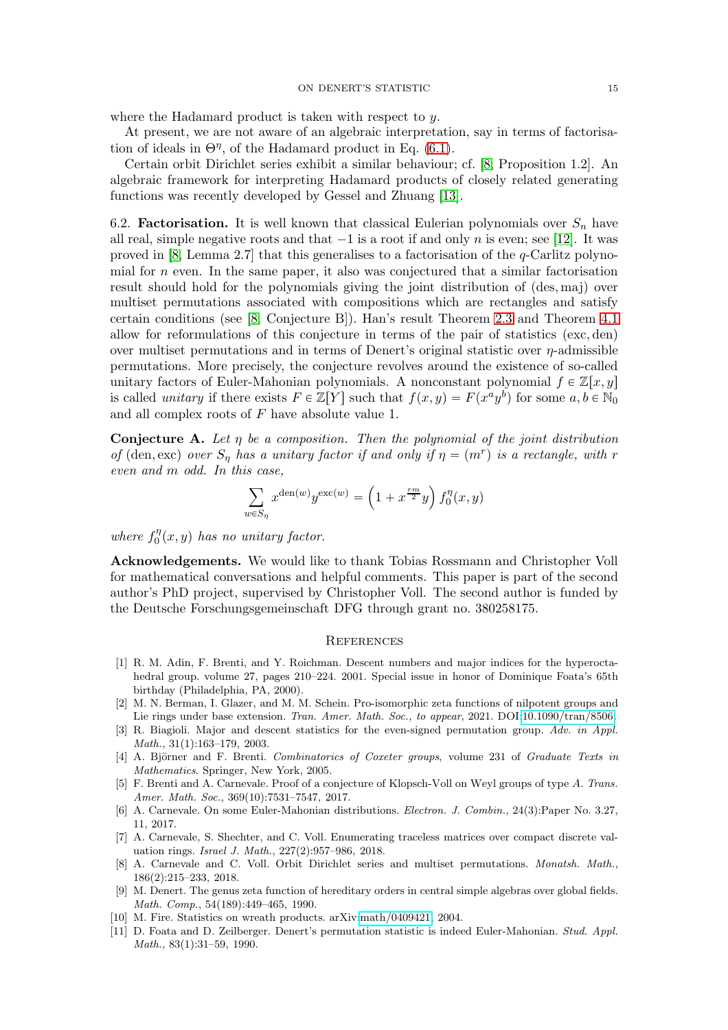where the Hadamard product is taken with respect to $y$.

At present, we are not aware of an algebraic interpretation, say in terms of factorisation of ideals in $\Theta^\eta$, of the Hadamard product in Eq. (6.1).

Certain orbit Dirichlet series exhibit a similar behaviour; cf. [8, Proposition 1.2]. An algebraic framework for interpreting Hadamard products of closely related generating functions was recently developed by Gessel and Zhuang [13].

6.2. **Factorisation.** It is well known that classical Eulerian polynomials over $S_n$ have all real, simple negative roots and that $-1$ is a root if and only $n$ is even; see [12]. It was proved in [8, Lemma 2.7] that this generalises to a factorisation of the $q$-Carlitz polynomial for $n$ even. In the same paper, it also was conjectured that a similar factorisation result should hold for the polynomials giving the joint distribution of $(\mathrm{des}, \mathrm{maj})$ over multiset permutations associated with compositions which are rectangles and satisfy certain conditions (see [8, Conjecture B]). Han's result Theorem 2.3 and Theorem 4.1 allow for reformulations of this conjecture in terms of the pair of statistics $(\mathrm{exc}, \mathrm{den})$ over multiset permutations and in terms of Denert's original statistic over $\eta$-admissible permutations. More precisely, the conjecture revolves around the existence of so-called unitary factors of Euler-Mahonian polynomials. A nonconstant polynomial $f \in \mathbb{Z}[x, y]$ is called *unitary* if there exists $F \in \mathbb{Z}[Y]$ such that $f(x, y) = F(x^a y^b)$ for some $a, b \in \mathbb{N}_0$ and all complex roots of $F$ have absolute value 1.

**Conjecture A.** *Let $\eta$ be a composition. Then the polynomial of the joint distribution of $(\mathrm{den}, \mathrm{exc})$ over $S_\eta$ has a unitary factor if and only if $\eta = (m^r)$ is a rectangle, with $r$ even and $m$ odd. In this case,*

$$\sum_{w \in S_\eta} x^{\mathrm{den}(w)} y^{\mathrm{exc}(w)} = \left(1 + x^{\frac{rm}{2}} y\right) f_0^\eta(x, y)$$

*where $f_0^\eta(x, y)$ has no unitary factor.*

**Acknowledgements.** We would like to thank Tobias Rossmann and Christopher Voll for mathematical conversations and helpful comments. This paper is part of the second author's PhD project, supervised by Christopher Voll. The second author is funded by the Deutsche Forschungsgemeinschaft DFG through grant no. 380258175.

## References

[1] R. M. Adin, F. Brenti, and Y. Roichman. Descent numbers and major indices for the hyperoctahedral group. volume 27, pages 210–224. 2001. Special issue in honor of Dominique Foata's 65th birthday (Philadelphia, PA, 2000).

[2] M. N. Berman, I. Glazer, and M. M. Schein. Pro-isomorphic zeta functions of nilpotent groups and Lie rings under base extension. *Tran. Amer. Math. Soc., to appear*, 2021. DOI:10.1090/tran/8506.

[3] R. Biagioli. Major and descent statistics for the even-signed permutation group. *Adv. in Appl. Math.*, 31(1):163–179, 2003.

[4] A. Björner and F. Brenti. *Combinatorics of Coxeter groups*, volume 231 of *Graduate Texts in Mathematics*. Springer, New York, 2005.

[5] F. Brenti and A. Carnevale. Proof of a conjecture of Klopsch-Voll on Weyl groups of type *A*. *Trans. Amer. Math. Soc.*, 369(10):7531–7547, 2017.

[6] A. Carnevale. On some Euler-Mahonian distributions. *Electron. J. Combin.*, 24(3):Paper No. 3.27, 11, 2017.

[7] A. Carnevale, S. Shechter, and C. Voll. Enumerating traceless matrices over compact discrete valuation rings. *Israel J. Math.*, 227(2):957–986, 2018.

[8] A. Carnevale and C. Voll. Orbit Dirichlet series and multiset permutations. *Monatsh. Math.*, 186(2):215–233, 2018.

[9] M. Denert. The genus zeta function of hereditary orders in central simple algebras over global fields. *Math. Comp.*, 54(189):449–465, 1990.

[10] M. Fire. Statistics on wreath products. arXiv:math/0409421, 2004.

[11] D. Foata and D. Zeilberger. Denert's permutation statistic is indeed Euler-Mahonian. *Stud. Appl. Math.*, 83(1):31–59, 1990.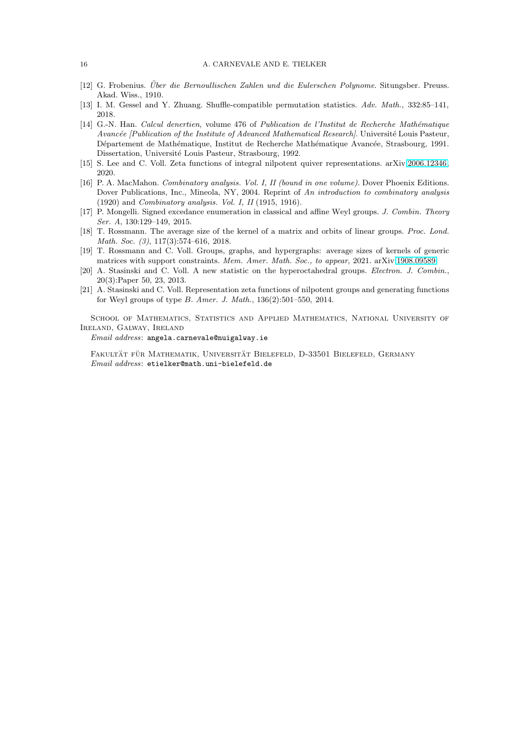[12] G. Frobenius. *Über die Bernoullischen Zahlen und die Eulerschen Polynome*. Situngsber. Preuss. Akad. Wiss., 1910.

[13] I. M. Gessel and Y. Zhuang. Shuffle-compatible permutation statistics. *Adv. Math.*, 332:85–141, 2018.

[14] G.-N. Han. *Calcul denertien*, volume 476 of *Publication de l'Institut de Recherche Mathématique Avancée [Publication of the Institute of Advanced Mathematical Research]*. Université Louis Pasteur, Département de Mathématique, Institut de Recherche Mathématique Avancée, Strasbourg, 1991. Dissertation, Université Louis Pasteur, Strasbourg, 1992.

[15] S. Lee and C. Voll. Zeta functions of integral nilpotent quiver representations. arXiv 2006.12346, 2020.

[16] P. A. MacMahon. *Combinatory analysis. Vol. I, II (bound in one volume)*. Dover Phoenix Editions. Dover Publications, Inc., Mineola, NY, 2004. Reprint of *An introduction to combinatory analysis* (1920) and *Combinatory analysis. Vol. I, II* (1915, 1916).

[17] P. Mongelli. Signed excedance enumeration in classical and affine Weyl groups. *J. Combin. Theory Ser. A*, 130:129–149, 2015.

[18] T. Rossmann. The average size of the kernel of a matrix and orbits of linear groups. *Proc. Lond. Math. Soc. (3)*, 117(3):574–616, 2018.

[19] T. Rossmann and C. Voll. Groups, graphs, and hypergraphs: average sizes of kernels of generic matrices with support constraints. *Mem. Amer. Math. Soc., to appear*, 2021. arXiv 1908.09589.

[20] A. Stasinski and C. Voll. A new statistic on the hyperoctahedral groups. *Electron. J. Combin.*, 20(3):Paper 50, 23, 2013.

[21] A. Stasinski and C. Voll. Representation zeta functions of nilpotent groups and generating functions for Weyl groups of type *B*. *Amer. J. Math.*, 136(2):501–550, 2014.

School of Mathematics, Statistics and Applied Mathematics, National University of Ireland, Galway, Ireland

*Email address*: angela.carnevale@nuigalway.ie

Fakultät für Mathematik, Universität Bielefeld, D-33501 Bielefeld, Germany

*Email address*: etielker@math.uni-bielefeld.de